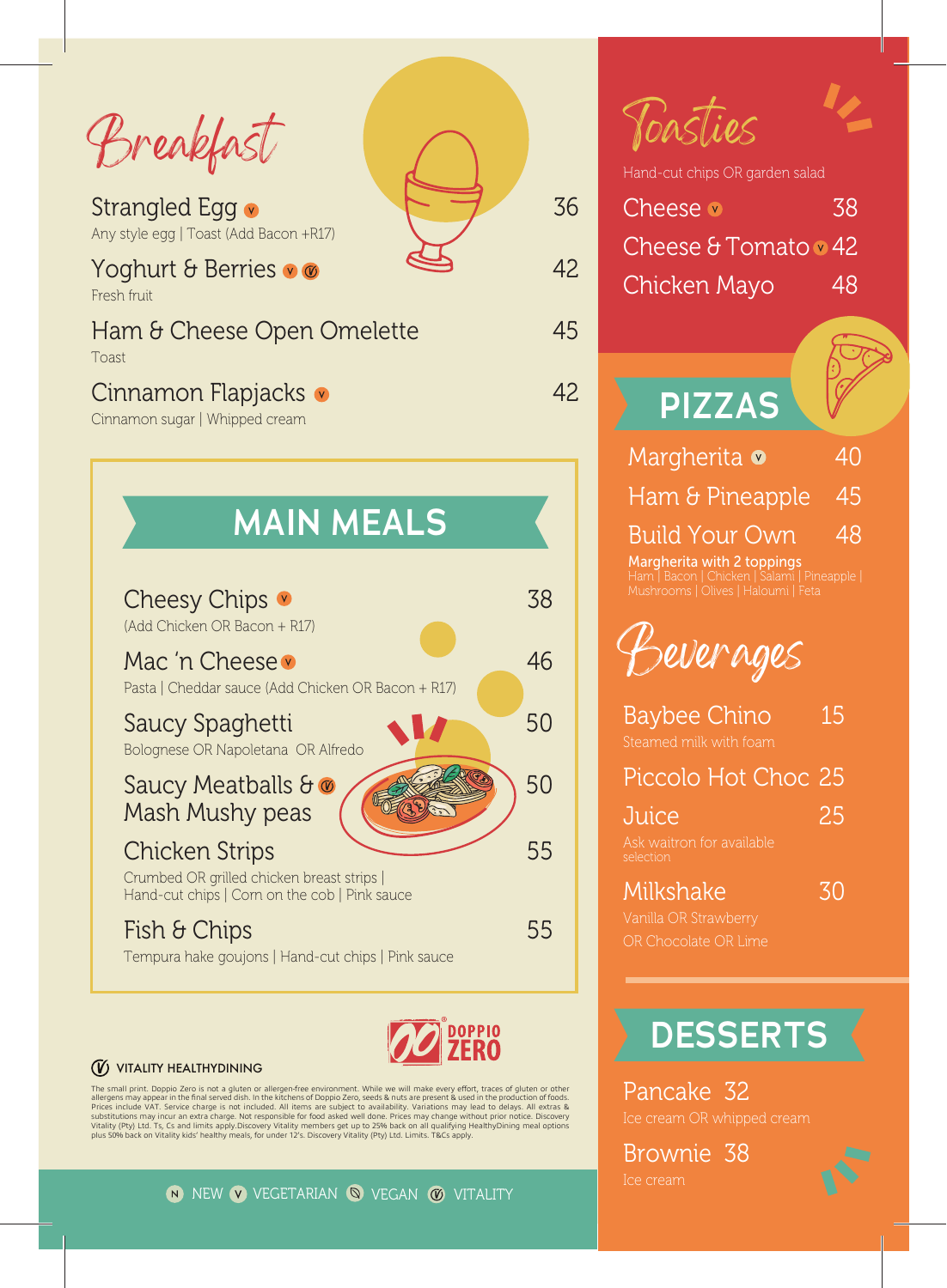# Breakfast

| Item | Price |
| --- | --- |
| **Strangled Egg** (V) — Any style egg \| Toast (Add Bacon +R17) | 36 |
| **Yoghurt & Berries** (V) (Vitality) — Fresh fruit | 42 |
| **Ham & Cheese Open Omelette** — Toast | 45 |
| **Cinnamon Flapjacks** (V) — Cinnamon sugar \| Whipped cream | 42 |

## MAIN MEALS

| Item | Price |
| --- | --- |
| **Cheesy Chips** (V) — (Add Chicken OR Bacon + R17) | 38 |
| **Mac 'n Cheese** (V) — Pasta \| Cheddar sauce (Add Chicken OR Bacon + R17) | 46 |
| **Saucy Spaghetti** — Bolognese OR Napoletana OR Alfredo | 50 |
| **Saucy Meatballs & Mash Mushy peas** (Vitality) | 50 |
| **Chicken Strips** — Crumbed OR grilled chicken breast strips \| Hand-cut chips \| Corn on the cob \| Pink sauce | 55 |
| **Fish & Chips** — Tempura hake goujons \| Hand-cut chips \| Pink sauce | 55 |

# Toasties

Hand-cut chips OR garden salad

| Item | Price |
| --- | --- |
| Cheese (V) | 38 |
| Cheese & Tomato (V) | 42 |
| Chicken Mayo | 48 |

## PIZZAS

| Item | Price |
| --- | --- |
| Margherita (V) | 40 |
| Ham & Pineapple | 45 |
| Build Your Own | 48 |

**Margherita with 2 toppings**
Ham | Bacon | Chicken | Salami | Pineapple | Mushrooms | Olives | Haloumi | Feta

# Beverages

| Item | Price |
| --- | --- |
| **Baybee Chino** — Steamed milk with foam | 15 |
| **Piccolo Hot Choc** | 25 |
| **Juice** — Ask waitron for available selection | 25 |
| **Milkshake** — Vanilla OR Strawberry OR Chocolate OR Lime | 30 |

## DESSERTS

| Item | Price |
| --- | --- |
| **Pancake** — Ice cream OR whipped cream | 32 |
| **Brownie** — Ice cream | 38 |

DOPPIO ZERO

(V) VITALITY HEALTHYDINING

The small print. Doppio Zero is not a gluten or allergen-free environment. While we will make every effort, traces of gluten or other allergens may appear in the final served dish. In the kitchens of Doppio Zero, seeds & nuts are present & used in the production of foods. Prices include VAT. Service charge is not included. All items are subject to availability. Variations may lead to delays. All extras & substitutions may incur an extra charge. Not responsible for food asked well done. Prices may change without prior notice. Discovery Vitality (Pty) Ltd. Ts, Cs and limits apply. Discovery Vitality members get up to 25% back on all qualifying HealthyDining meal options plus 50% back on Vitality kids' healthy meals, for under 12's. Discovery Vitality (Pty) Ltd. Limits. T&Cs apply.

(N) NEW (V) VEGETARIAN (VG) VEGAN (Vitality) VITALITY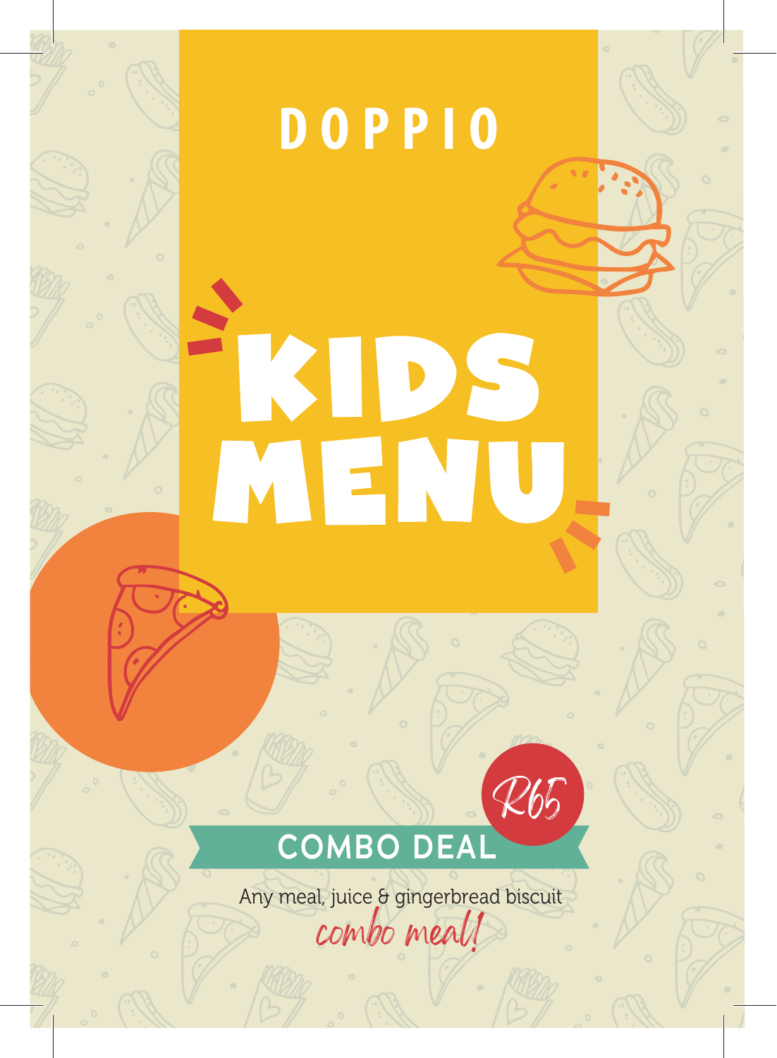# DOPPIO

# KIDS MENU

## COMBO DEAL

R65

Any meal, juice & gingerbread biscuit

*combo meal!*